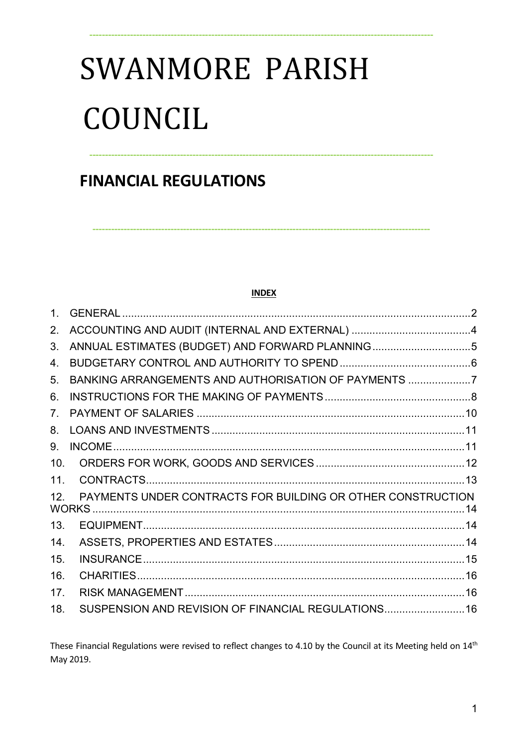# SWANMORE PARISH COUNCIL

## FINANCIAL REGULATIONS

**INDEX**

| | | |
|---|---|---|
| 1. | GENERAL | 2 |
| 2. | ACCOUNTING AND AUDIT (INTERNAL AND EXTERNAL) | 4 |
| 3. | ANNUAL ESTIMATES (BUDGET) AND FORWARD PLANNING | 5 |
| 4. | BUDGETARY CONTROL AND AUTHORITY TO SPEND | 6 |
| 5. | BANKING ARRANGEMENTS AND AUTHORISATION OF PAYMENTS | 7 |
| 6. | INSTRUCTIONS FOR THE MAKING OF PAYMENTS | 8 |
| 7. | PAYMENT OF SALARIES | 10 |
| 8. | LOANS AND INVESTMENTS | 11 |
| 9. | INCOME | 11 |
| 10. | ORDERS FOR WORK, GOODS AND SERVICES | 12 |
| 11. | CONTRACTS | 13 |
| 12. | PAYMENTS UNDER CONTRACTS FOR BUILDING OR OTHER CONSTRUCTION WORKS | 14 |
| 13. | EQUIPMENT | 14 |
| 14. | ASSETS, PROPERTIES AND ESTATES | 14 |
| 15. | INSURANCE | 15 |
| 16. | CHARITIES | 16 |
| 17. | RISK MANAGEMENT | 16 |
| 18. | SUSPENSION AND REVISION OF FINANCIAL REGULATIONS | 16 |

These Financial Regulations were revised to reflect changes to 4.10 by the Council at its Meeting held on 14th May 2019.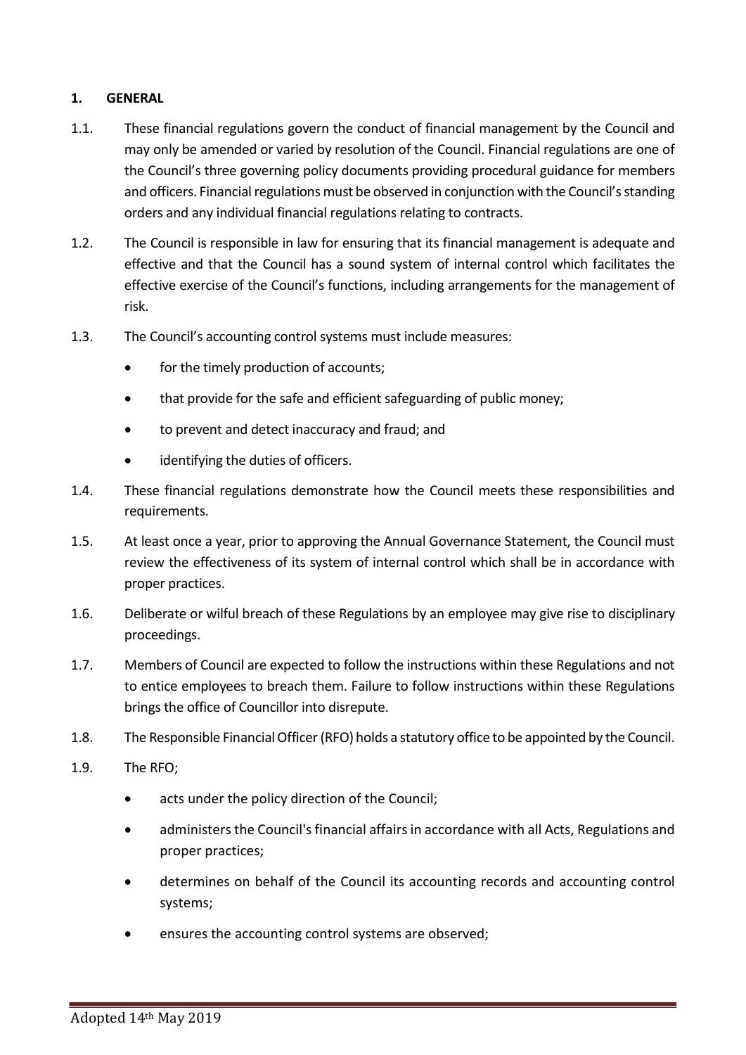## 1. GENERAL

1.1. These financial regulations govern the conduct of financial management by the Council and may only be amended or varied by resolution of the Council. Financial regulations are one of the Council's three governing policy documents providing procedural guidance for members and officers. Financial regulations must be observed in conjunction with the Council's standing orders and any individual financial regulations relating to contracts.

1.2. The Council is responsible in law for ensuring that its financial management is adequate and effective and that the Council has a sound system of internal control which facilitates the effective exercise of the Council's functions, including arrangements for the management of risk.

1.3. The Council's accounting control systems must include measures:

- for the timely production of accounts;
- that provide for the safe and efficient safeguarding of public money;
- to prevent and detect inaccuracy and fraud; and
- identifying the duties of officers.

1.4. These financial regulations demonstrate how the Council meets these responsibilities and requirements.

1.5. At least once a year, prior to approving the Annual Governance Statement, the Council must review the effectiveness of its system of internal control which shall be in accordance with proper practices.

1.6. Deliberate or wilful breach of these Regulations by an employee may give rise to disciplinary proceedings.

1.7. Members of Council are expected to follow the instructions within these Regulations and not to entice employees to breach them. Failure to follow instructions within these Regulations brings the office of Councillor into disrepute.

1.8. The Responsible Financial Officer (RFO) holds a statutory office to be appointed by the Council.

1.9. The RFO;

- acts under the policy direction of the Council;
- administers the Council's financial affairs in accordance with all Acts, Regulations and proper practices;
- determines on behalf of the Council its accounting records and accounting control systems;
- ensures the accounting control systems are observed;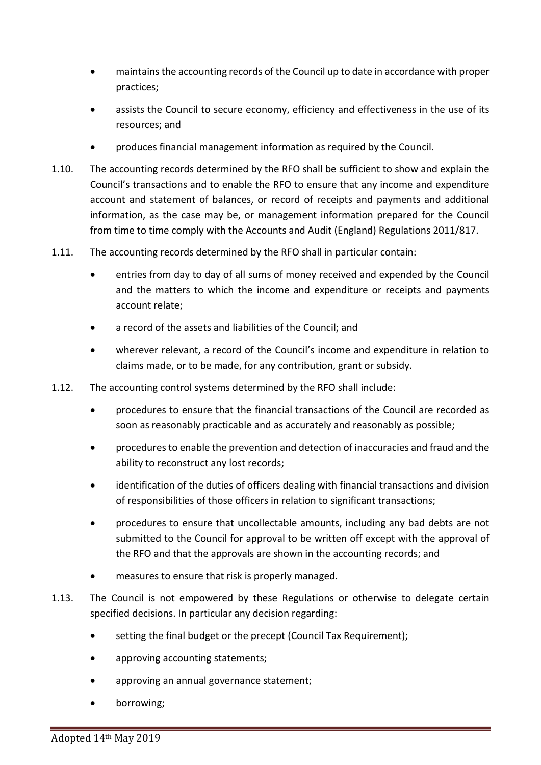- maintains the accounting records of the Council up to date in accordance with proper practices;
- assists the Council to secure economy, efficiency and effectiveness in the use of its resources; and
- produces financial management information as required by the Council.

1.10. The accounting records determined by the RFO shall be sufficient to show and explain the Council's transactions and to enable the RFO to ensure that any income and expenditure account and statement of balances, or record of receipts and payments and additional information, as the case may be, or management information prepared for the Council from time to time comply with the Accounts and Audit (England) Regulations 2011/817.

1.11. The accounting records determined by the RFO shall in particular contain:

- entries from day to day of all sums of money received and expended by the Council and the matters to which the income and expenditure or receipts and payments account relate;
- a record of the assets and liabilities of the Council; and
- wherever relevant, a record of the Council's income and expenditure in relation to claims made, or to be made, for any contribution, grant or subsidy.

1.12. The accounting control systems determined by the RFO shall include:

- procedures to ensure that the financial transactions of the Council are recorded as soon as reasonably practicable and as accurately and reasonably as possible;
- procedures to enable the prevention and detection of inaccuracies and fraud and the ability to reconstruct any lost records;
- identification of the duties of officers dealing with financial transactions and division of responsibilities of those officers in relation to significant transactions;
- procedures to ensure that uncollectable amounts, including any bad debts are not submitted to the Council for approval to be written off except with the approval of the RFO and that the approvals are shown in the accounting records; and
- measures to ensure that risk is properly managed.

1.13. The Council is not empowered by these Regulations or otherwise to delegate certain specified decisions. In particular any decision regarding:

- setting the final budget or the precept (Council Tax Requirement);
- approving accounting statements;
- approving an annual governance statement;
- borrowing;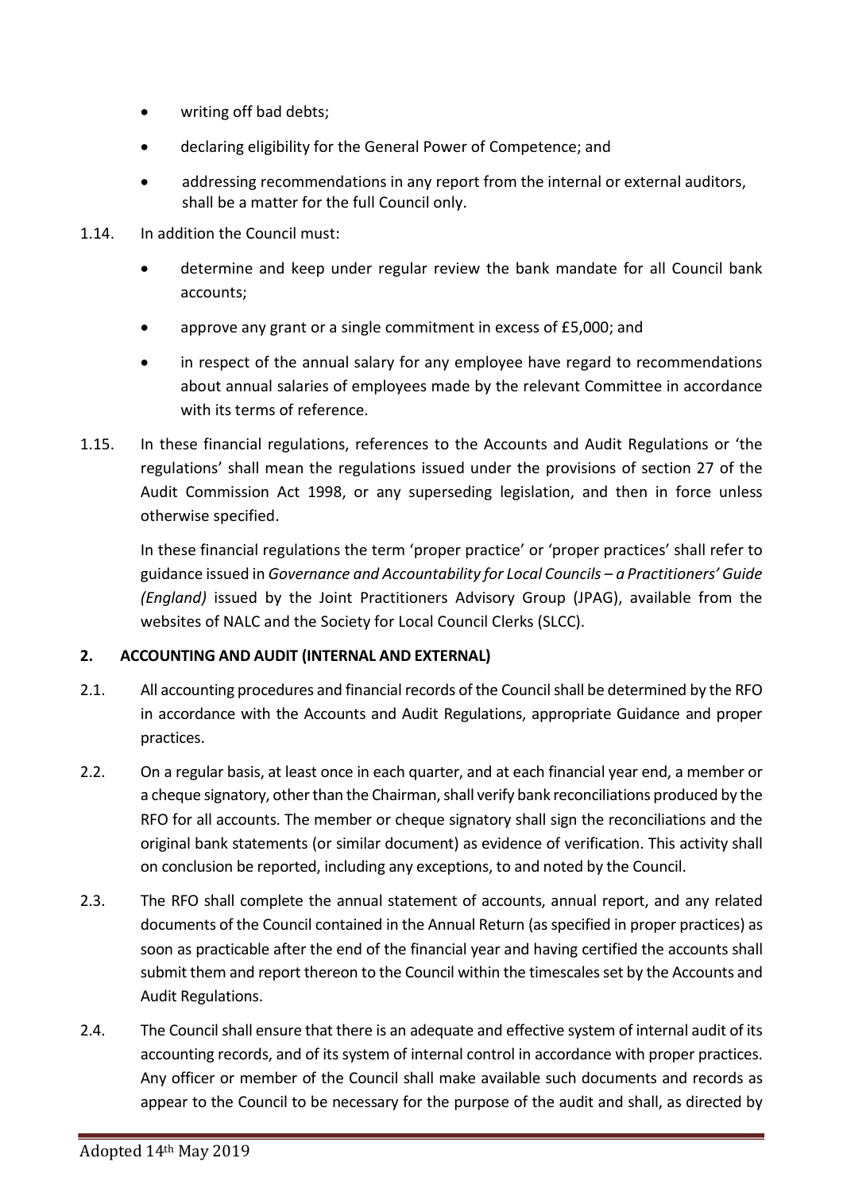- writing off bad debts;
- declaring eligibility for the General Power of Competence; and
- addressing recommendations in any report from the internal or external auditors, shall be a matter for the full Council only.

1.14. In addition the Council must:

- determine and keep under regular review the bank mandate for all Council bank accounts;
- approve any grant or a single commitment in excess of £5,000; and
- in respect of the annual salary for any employee have regard to recommendations about annual salaries of employees made by the relevant Committee in accordance with its terms of reference.

1.15. In these financial regulations, references to the Accounts and Audit Regulations or 'the regulations' shall mean the regulations issued under the provisions of section 27 of the Audit Commission Act 1998, or any superseding legislation, and then in force unless otherwise specified.

In these financial regulations the term 'proper practice' or 'proper practices' shall refer to guidance issued in *Governance and Accountability for Local Councils – a Practitioners' Guide (England)* issued by the Joint Practitioners Advisory Group (JPAG), available from the websites of NALC and the Society for Local Council Clerks (SLCC).

## 2. ACCOUNTING AND AUDIT (INTERNAL AND EXTERNAL)

2.1. All accounting procedures and financial records of the Council shall be determined by the RFO in accordance with the Accounts and Audit Regulations, appropriate Guidance and proper practices.

2.2. On a regular basis, at least once in each quarter, and at each financial year end, a member or a cheque signatory, other than the Chairman, shall verify bank reconciliations produced by the RFO for all accounts. The member or cheque signatory shall sign the reconciliations and the original bank statements (or similar document) as evidence of verification. This activity shall on conclusion be reported, including any exceptions, to and noted by the Council.

2.3. The RFO shall complete the annual statement of accounts, annual report, and any related documents of the Council contained in the Annual Return (as specified in proper practices) as soon as practicable after the end of the financial year and having certified the accounts shall submit them and report thereon to the Council within the timescales set by the Accounts and Audit Regulations.

2.4. The Council shall ensure that there is an adequate and effective system of internal audit of its accounting records, and of its system of internal control in accordance with proper practices. Any officer or member of the Council shall make available such documents and records as appear to the Council to be necessary for the purpose of the audit and shall, as directed by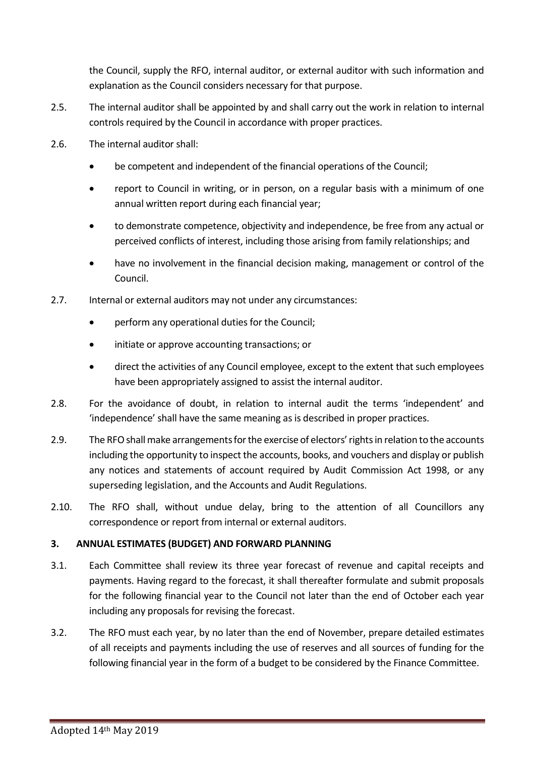the Council, supply the RFO, internal auditor, or external auditor with such information and explanation as the Council considers necessary for that purpose.

2.5. The internal auditor shall be appointed by and shall carry out the work in relation to internal controls required by the Council in accordance with proper practices.

2.6. The internal auditor shall:

- be competent and independent of the financial operations of the Council;
- report to Council in writing, or in person, on a regular basis with a minimum of one annual written report during each financial year;
- to demonstrate competence, objectivity and independence, be free from any actual or perceived conflicts of interest, including those arising from family relationships; and
- have no involvement in the financial decision making, management or control of the Council.

2.7. Internal or external auditors may not under any circumstances:

- perform any operational duties for the Council;
- initiate or approve accounting transactions; or
- direct the activities of any Council employee, except to the extent that such employees have been appropriately assigned to assist the internal auditor.

2.8. For the avoidance of doubt, in relation to internal audit the terms 'independent' and 'independence' shall have the same meaning as is described in proper practices.

2.9. The RFO shall make arrangements for the exercise of electors' rights in relation to the accounts including the opportunity to inspect the accounts, books, and vouchers and display or publish any notices and statements of account required by Audit Commission Act 1998, or any superseding legislation, and the Accounts and Audit Regulations.

2.10. The RFO shall, without undue delay, bring to the attention of all Councillors any correspondence or report from internal or external auditors.

## 3. ANNUAL ESTIMATES (BUDGET) AND FORWARD PLANNING

3.1. Each Committee shall review its three year forecast of revenue and capital receipts and payments. Having regard to the forecast, it shall thereafter formulate and submit proposals for the following financial year to the Council not later than the end of October each year including any proposals for revising the forecast.

3.2. The RFO must each year, by no later than the end of November, prepare detailed estimates of all receipts and payments including the use of reserves and all sources of funding for the following financial year in the form of a budget to be considered by the Finance Committee.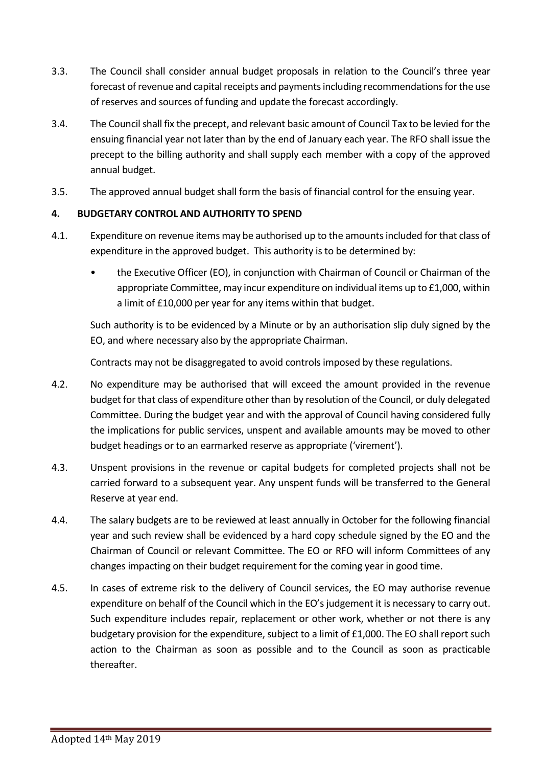3.3. The Council shall consider annual budget proposals in relation to the Council's three year forecast of revenue and capital receipts and payments including recommendations for the use of reserves and sources of funding and update the forecast accordingly.

3.4. The Council shall fix the precept, and relevant basic amount of Council Tax to be levied for the ensuing financial year not later than by the end of January each year. The RFO shall issue the precept to the billing authority and shall supply each member with a copy of the approved annual budget.

3.5. The approved annual budget shall form the basis of financial control for the ensuing year.

**4. BUDGETARY CONTROL AND AUTHORITY TO SPEND**

4.1. Expenditure on revenue items may be authorised up to the amounts included for that class of expenditure in the approved budget. This authority is to be determined by:

- the Executive Officer (EO), in conjunction with Chairman of Council or Chairman of the appropriate Committee, may incur expenditure on individual items up to £1,000, within a limit of £10,000 per year for any items within that budget.

Such authority is to be evidenced by a Minute or by an authorisation slip duly signed by the EO, and where necessary also by the appropriate Chairman.

Contracts may not be disaggregated to avoid controls imposed by these regulations.

4.2. No expenditure may be authorised that will exceed the amount provided in the revenue budget for that class of expenditure other than by resolution of the Council, or duly delegated Committee. During the budget year and with the approval of Council having considered fully the implications for public services, unspent and available amounts may be moved to other budget headings or to an earmarked reserve as appropriate ('virement').

4.3. Unspent provisions in the revenue or capital budgets for completed projects shall not be carried forward to a subsequent year. Any unspent funds will be transferred to the General Reserve at year end.

4.4. The salary budgets are to be reviewed at least annually in October for the following financial year and such review shall be evidenced by a hard copy schedule signed by the EO and the Chairman of Council or relevant Committee. The EO or RFO will inform Committees of any changes impacting on their budget requirement for the coming year in good time.

4.5. In cases of extreme risk to the delivery of Council services, the EO may authorise revenue expenditure on behalf of the Council which in the EO's judgement it is necessary to carry out. Such expenditure includes repair, replacement or other work, whether or not there is any budgetary provision for the expenditure, subject to a limit of £1,000. The EO shall report such action to the Chairman as soon as possible and to the Council as soon as practicable thereafter.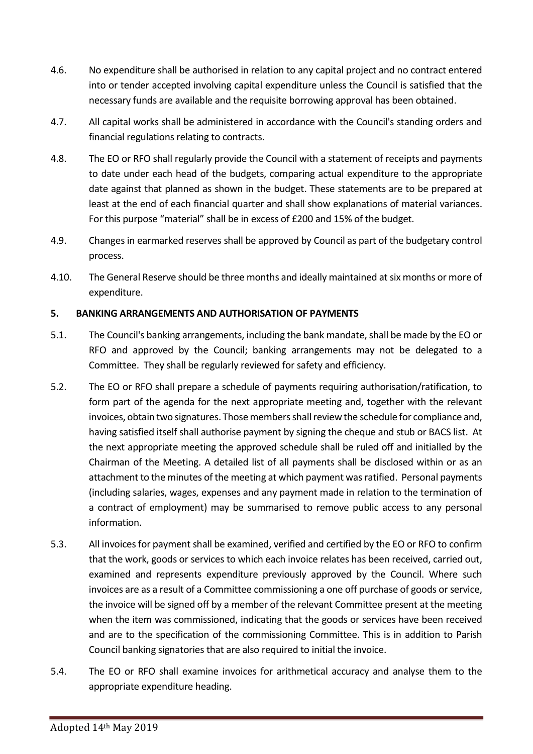4.6. No expenditure shall be authorised in relation to any capital project and no contract entered into or tender accepted involving capital expenditure unless the Council is satisfied that the necessary funds are available and the requisite borrowing approval has been obtained.

4.7. All capital works shall be administered in accordance with the Council's standing orders and financial regulations relating to contracts.

4.8. The EO or RFO shall regularly provide the Council with a statement of receipts and payments to date under each head of the budgets, comparing actual expenditure to the appropriate date against that planned as shown in the budget. These statements are to be prepared at least at the end of each financial quarter and shall show explanations of material variances. For this purpose "material" shall be in excess of £200 and 15% of the budget.

4.9. Changes in earmarked reserves shall be approved by Council as part of the budgetary control process.

4.10. The General Reserve should be three months and ideally maintained at six months or more of expenditure.

**5. BANKING ARRANGEMENTS AND AUTHORISATION OF PAYMENTS**

5.1. The Council's banking arrangements, including the bank mandate, shall be made by the EO or RFO and approved by the Council; banking arrangements may not be delegated to a Committee. They shall be regularly reviewed for safety and efficiency.

5.2. The EO or RFO shall prepare a schedule of payments requiring authorisation/ratification, to form part of the agenda for the next appropriate meeting and, together with the relevant invoices, obtain two signatures. Those members shall review the schedule for compliance and, having satisfied itself shall authorise payment by signing the cheque and stub or BACS list. At the next appropriate meeting the approved schedule shall be ruled off and initialled by the Chairman of the Meeting. A detailed list of all payments shall be disclosed within or as an attachment to the minutes of the meeting at which payment was ratified. Personal payments (including salaries, wages, expenses and any payment made in relation to the termination of a contract of employment) may be summarised to remove public access to any personal information.

5.3. All invoices for payment shall be examined, verified and certified by the EO or RFO to confirm that the work, goods or services to which each invoice relates has been received, carried out, examined and represents expenditure previously approved by the Council. Where such invoices are as a result of a Committee commissioning a one off purchase of goods or service, the invoice will be signed off by a member of the relevant Committee present at the meeting when the item was commissioned, indicating that the goods or services have been received and are to the specification of the commissioning Committee. This is in addition to Parish Council banking signatories that are also required to initial the invoice.

5.4. The EO or RFO shall examine invoices for arithmetical accuracy and analyse them to the appropriate expenditure heading.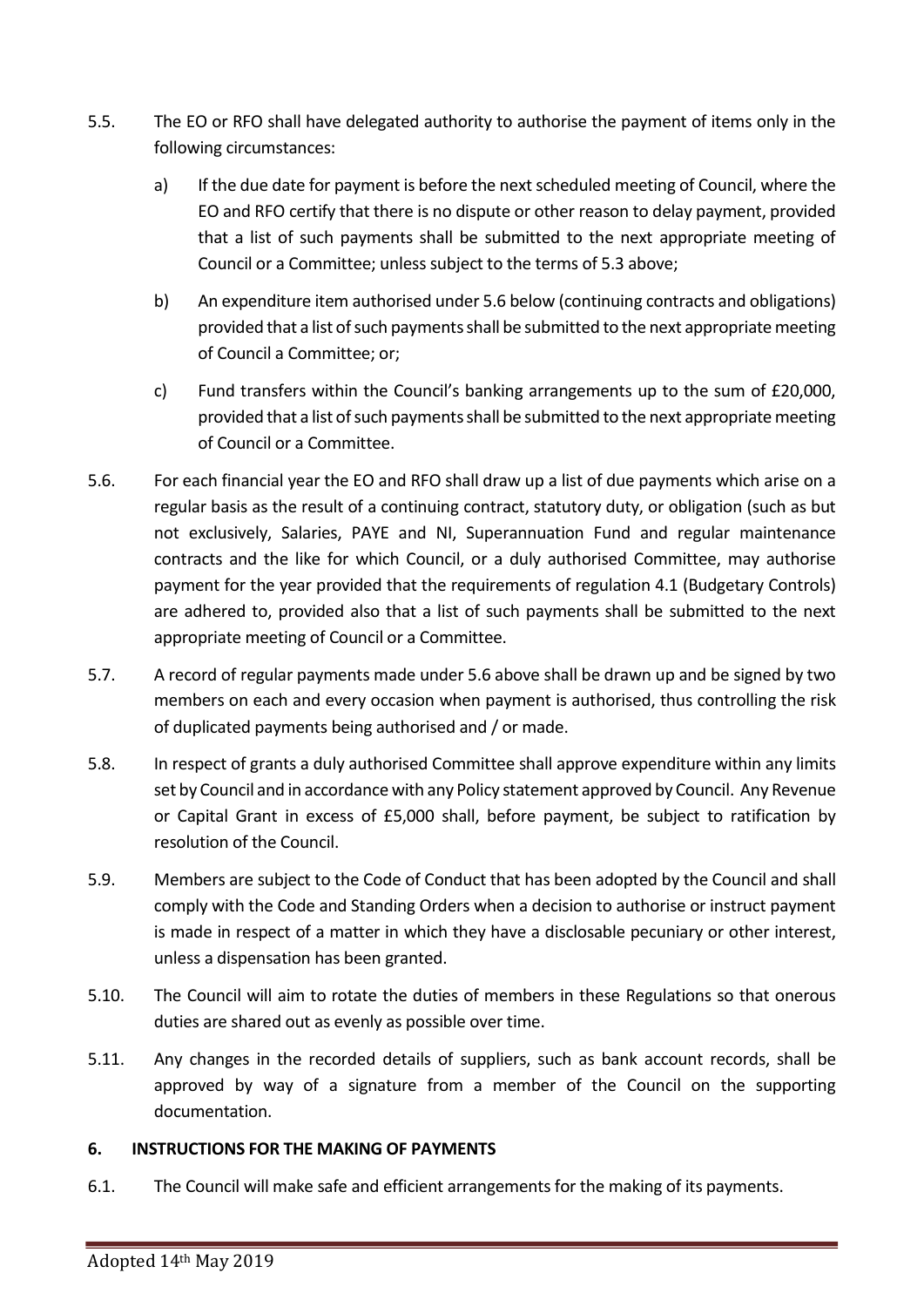5.5. The EO or RFO shall have delegated authority to authorise the payment of items only in the following circumstances:

a) If the due date for payment is before the next scheduled meeting of Council, where the EO and RFO certify that there is no dispute or other reason to delay payment, provided that a list of such payments shall be submitted to the next appropriate meeting of Council or a Committee; unless subject to the terms of 5.3 above;

b) An expenditure item authorised under 5.6 below (continuing contracts and obligations) provided that a list of such payments shall be submitted to the next appropriate meeting of Council a Committee; or;

c) Fund transfers within the Council's banking arrangements up to the sum of £20,000, provided that a list of such payments shall be submitted to the next appropriate meeting of Council or a Committee.

5.6. For each financial year the EO and RFO shall draw up a list of due payments which arise on a regular basis as the result of a continuing contract, statutory duty, or obligation (such as but not exclusively, Salaries, PAYE and NI, Superannuation Fund and regular maintenance contracts and the like for which Council, or a duly authorised Committee, may authorise payment for the year provided that the requirements of regulation 4.1 (Budgetary Controls) are adhered to, provided also that a list of such payments shall be submitted to the next appropriate meeting of Council or a Committee.

5.7. A record of regular payments made under 5.6 above shall be drawn up and be signed by two members on each and every occasion when payment is authorised, thus controlling the risk of duplicated payments being authorised and / or made.

5.8. In respect of grants a duly authorised Committee shall approve expenditure within any limits set by Council and in accordance with any Policy statement approved by Council. Any Revenue or Capital Grant in excess of £5,000 shall, before payment, be subject to ratification by resolution of the Council.

5.9. Members are subject to the Code of Conduct that has been adopted by the Council and shall comply with the Code and Standing Orders when a decision to authorise or instruct payment is made in respect of a matter in which they have a disclosable pecuniary or other interest, unless a dispensation has been granted.

5.10. The Council will aim to rotate the duties of members in these Regulations so that onerous duties are shared out as evenly as possible over time.

5.11. Any changes in the recorded details of suppliers, such as bank account records, shall be approved by way of a signature from a member of the Council on the supporting documentation.

## 6. INSTRUCTIONS FOR THE MAKING OF PAYMENTS

6.1. The Council will make safe and efficient arrangements for the making of its payments.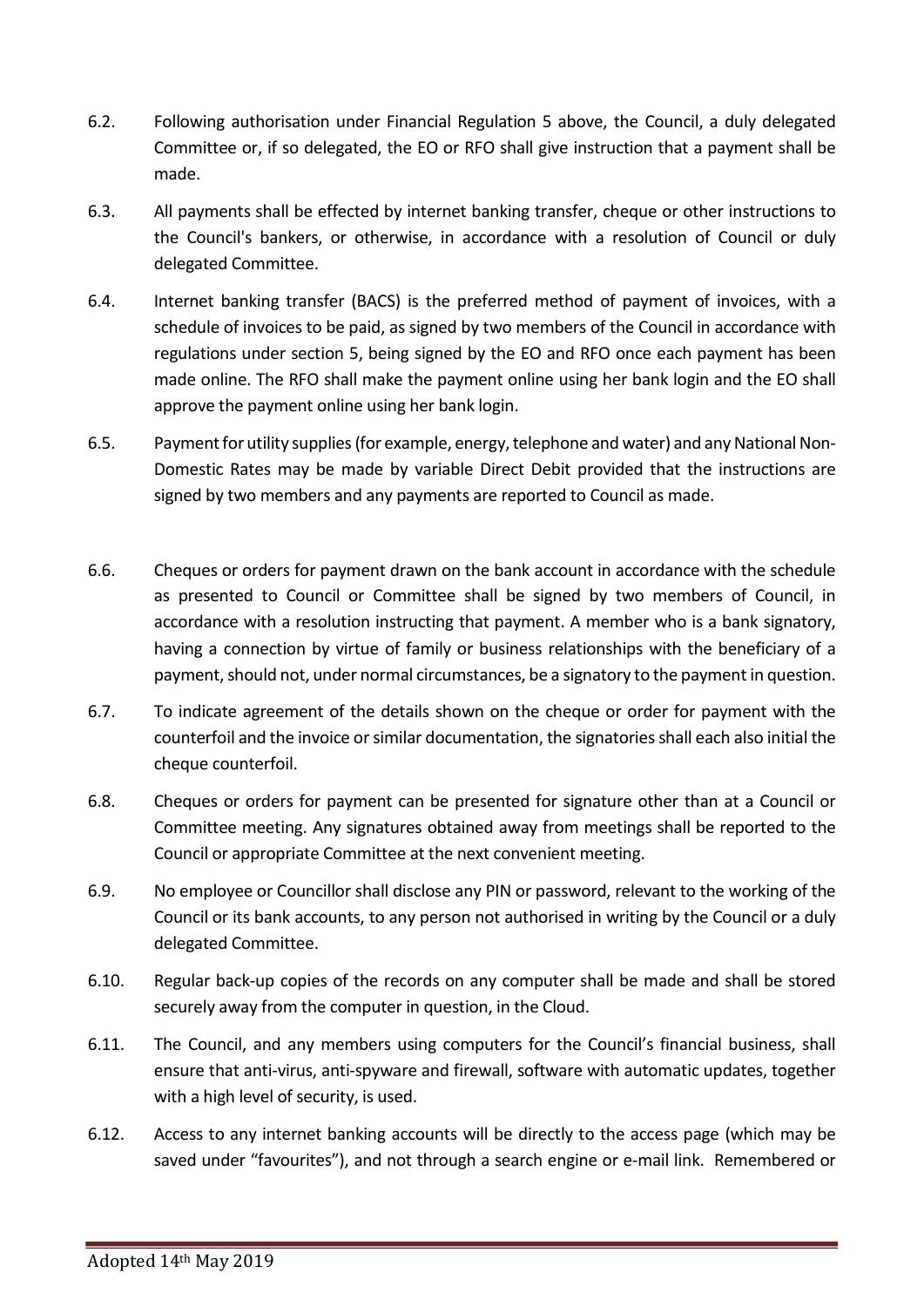6.2. Following authorisation under Financial Regulation 5 above, the Council, a duly delegated Committee or, if so delegated, the EO or RFO shall give instruction that a payment shall be made.

6.3. All payments shall be effected by internet banking transfer, cheque or other instructions to the Council's bankers, or otherwise, in accordance with a resolution of Council or duly delegated Committee.

6.4. Internet banking transfer (BACS) is the preferred method of payment of invoices, with a schedule of invoices to be paid, as signed by two members of the Council in accordance with regulations under section 5, being signed by the EO and RFO once each payment has been made online. The RFO shall make the payment online using her bank login and the EO shall approve the payment online using her bank login.

6.5. Payment for utility supplies (for example, energy, telephone and water) and any National Non-Domestic Rates may be made by variable Direct Debit provided that the instructions are signed by two members and any payments are reported to Council as made.

6.6. Cheques or orders for payment drawn on the bank account in accordance with the schedule as presented to Council or Committee shall be signed by two members of Council, in accordance with a resolution instructing that payment. A member who is a bank signatory, having a connection by virtue of family or business relationships with the beneficiary of a payment, should not, under normal circumstances, be a signatory to the payment in question.

6.7. To indicate agreement of the details shown on the cheque or order for payment with the counterfoil and the invoice or similar documentation, the signatories shall each also initial the cheque counterfoil.

6.8. Cheques or orders for payment can be presented for signature other than at a Council or Committee meeting. Any signatures obtained away from meetings shall be reported to the Council or appropriate Committee at the next convenient meeting.

6.9. No employee or Councillor shall disclose any PIN or password, relevant to the working of the Council or its bank accounts, to any person not authorised in writing by the Council or a duly delegated Committee.

6.10. Regular back-up copies of the records on any computer shall be made and shall be stored securely away from the computer in question, in the Cloud.

6.11. The Council, and any members using computers for the Council's financial business, shall ensure that anti-virus, anti-spyware and firewall, software with automatic updates, together with a high level of security, is used.

6.12. Access to any internet banking accounts will be directly to the access page (which may be saved under "favourites"), and not through a search engine or e-mail link. Remembered or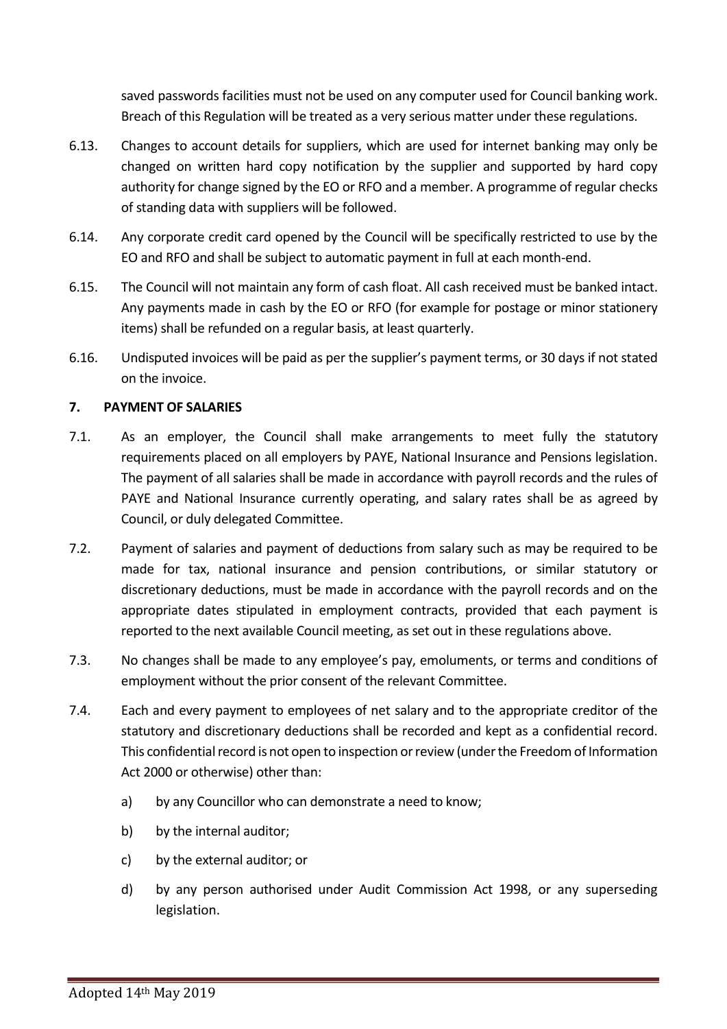saved passwords facilities must not be used on any computer used for Council banking work. Breach of this Regulation will be treated as a very serious matter under these regulations.

6.13. Changes to account details for suppliers, which are used for internet banking may only be changed on written hard copy notification by the supplier and supported by hard copy authority for change signed by the EO or RFO and a member. A programme of regular checks of standing data with suppliers will be followed.

6.14. Any corporate credit card opened by the Council will be specifically restricted to use by the EO and RFO and shall be subject to automatic payment in full at each month-end.

6.15. The Council will not maintain any form of cash float. All cash received must be banked intact. Any payments made in cash by the EO or RFO (for example for postage or minor stationery items) shall be refunded on a regular basis, at least quarterly.

6.16. Undisputed invoices will be paid as per the supplier's payment terms, or 30 days if not stated on the invoice.

**7. PAYMENT OF SALARIES**

7.1. As an employer, the Council shall make arrangements to meet fully the statutory requirements placed on all employers by PAYE, National Insurance and Pensions legislation. The payment of all salaries shall be made in accordance with payroll records and the rules of PAYE and National Insurance currently operating, and salary rates shall be as agreed by Council, or duly delegated Committee.

7.2. Payment of salaries and payment of deductions from salary such as may be required to be made for tax, national insurance and pension contributions, or similar statutory or discretionary deductions, must be made in accordance with the payroll records and on the appropriate dates stipulated in employment contracts, provided that each payment is reported to the next available Council meeting, as set out in these regulations above.

7.3. No changes shall be made to any employee's pay, emoluments, or terms and conditions of employment without the prior consent of the relevant Committee.

7.4. Each and every payment to employees of net salary and to the appropriate creditor of the statutory and discretionary deductions shall be recorded and kept as a confidential record. This confidential record is not open to inspection or review (under the Freedom of Information Act 2000 or otherwise) other than:

a) by any Councillor who can demonstrate a need to know;

b) by the internal auditor;

c) by the external auditor; or

d) by any person authorised under Audit Commission Act 1998, or any superseding legislation.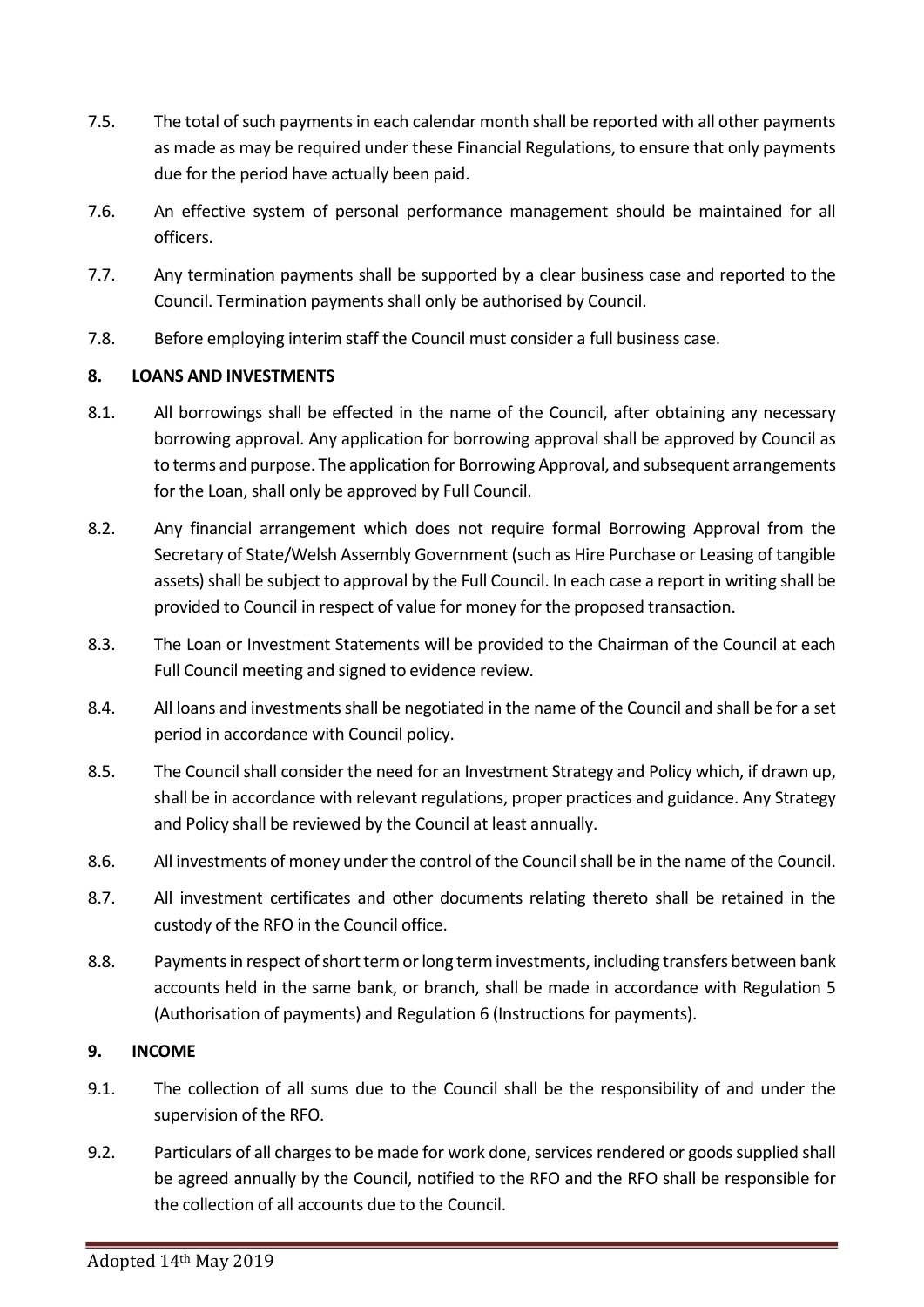7.5. The total of such payments in each calendar month shall be reported with all other payments as made as may be required under these Financial Regulations, to ensure that only payments due for the period have actually been paid.

7.6. An effective system of personal performance management should be maintained for all officers.

7.7. Any termination payments shall be supported by a clear business case and reported to the Council. Termination payments shall only be authorised by Council.

7.8. Before employing interim staff the Council must consider a full business case.

## 8. LOANS AND INVESTMENTS

8.1. All borrowings shall be effected in the name of the Council, after obtaining any necessary borrowing approval. Any application for borrowing approval shall be approved by Council as to terms and purpose. The application for Borrowing Approval, and subsequent arrangements for the Loan, shall only be approved by Full Council.

8.2. Any financial arrangement which does not require formal Borrowing Approval from the Secretary of State/Welsh Assembly Government (such as Hire Purchase or Leasing of tangible assets) shall be subject to approval by the Full Council. In each case a report in writing shall be provided to Council in respect of value for money for the proposed transaction.

8.3. The Loan or Investment Statements will be provided to the Chairman of the Council at each Full Council meeting and signed to evidence review.

8.4. All loans and investments shall be negotiated in the name of the Council and shall be for a set period in accordance with Council policy.

8.5. The Council shall consider the need for an Investment Strategy and Policy which, if drawn up, shall be in accordance with relevant regulations, proper practices and guidance. Any Strategy and Policy shall be reviewed by the Council at least annually.

8.6. All investments of money under the control of the Council shall be in the name of the Council.

8.7. All investment certificates and other documents relating thereto shall be retained in the custody of the RFO in the Council office.

8.8. Payments in respect of short term or long term investments, including transfers between bank accounts held in the same bank, or branch, shall be made in accordance with Regulation 5 (Authorisation of payments) and Regulation 6 (Instructions for payments).

## 9. INCOME

9.1. The collection of all sums due to the Council shall be the responsibility of and under the supervision of the RFO.

9.2. Particulars of all charges to be made for work done, services rendered or goods supplied shall be agreed annually by the Council, notified to the RFO and the RFO shall be responsible for the collection of all accounts due to the Council.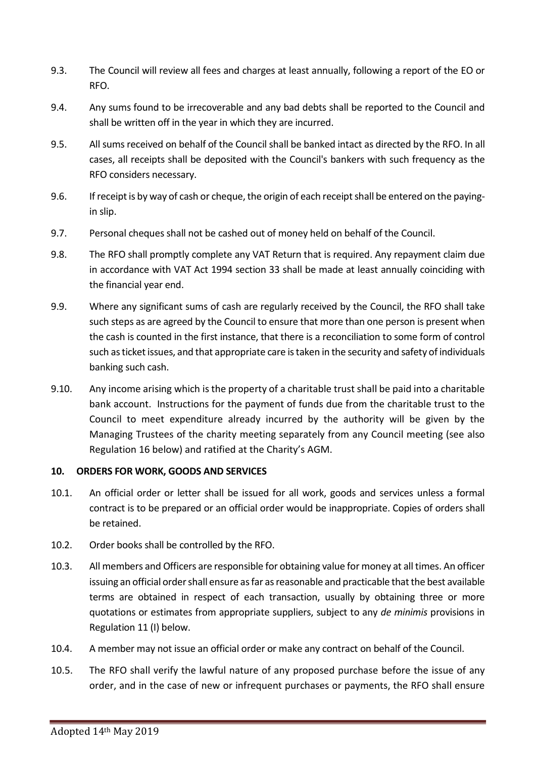9.3. The Council will review all fees and charges at least annually, following a report of the EO or RFO.

9.4. Any sums found to be irrecoverable and any bad debts shall be reported to the Council and shall be written off in the year in which they are incurred.

9.5. All sums received on behalf of the Council shall be banked intact as directed by the RFO. In all cases, all receipts shall be deposited with the Council's bankers with such frequency as the RFO considers necessary.

9.6. If receipt is by way of cash or cheque, the origin of each receipt shall be entered on the paying-in slip.

9.7. Personal cheques shall not be cashed out of money held on behalf of the Council.

9.8. The RFO shall promptly complete any VAT Return that is required. Any repayment claim due in accordance with VAT Act 1994 section 33 shall be made at least annually coinciding with the financial year end.

9.9. Where any significant sums of cash are regularly received by the Council, the RFO shall take such steps as are agreed by the Council to ensure that more than one person is present when the cash is counted in the first instance, that there is a reconciliation to some form of control such as ticket issues, and that appropriate care is taken in the security and safety of individuals banking such cash.

9.10. Any income arising which is the property of a charitable trust shall be paid into a charitable bank account. Instructions for the payment of funds due from the charitable trust to the Council to meet expenditure already incurred by the authority will be given by the Managing Trustees of the charity meeting separately from any Council meeting (see also Regulation 16 below) and ratified at the Charity's AGM.

**10. ORDERS FOR WORK, GOODS AND SERVICES**

10.1. An official order or letter shall be issued for all work, goods and services unless a formal contract is to be prepared or an official order would be inappropriate. Copies of orders shall be retained.

10.2. Order books shall be controlled by the RFO.

10.3. All members and Officers are responsible for obtaining value for money at all times. An officer issuing an official order shall ensure as far as reasonable and practicable that the best available terms are obtained in respect of each transaction, usually by obtaining three or more quotations or estimates from appropriate suppliers, subject to any *de minimis* provisions in Regulation 11 (I) below.

10.4. A member may not issue an official order or make any contract on behalf of the Council.

10.5. The RFO shall verify the lawful nature of any proposed purchase before the issue of any order, and in the case of new or infrequent purchases or payments, the RFO shall ensure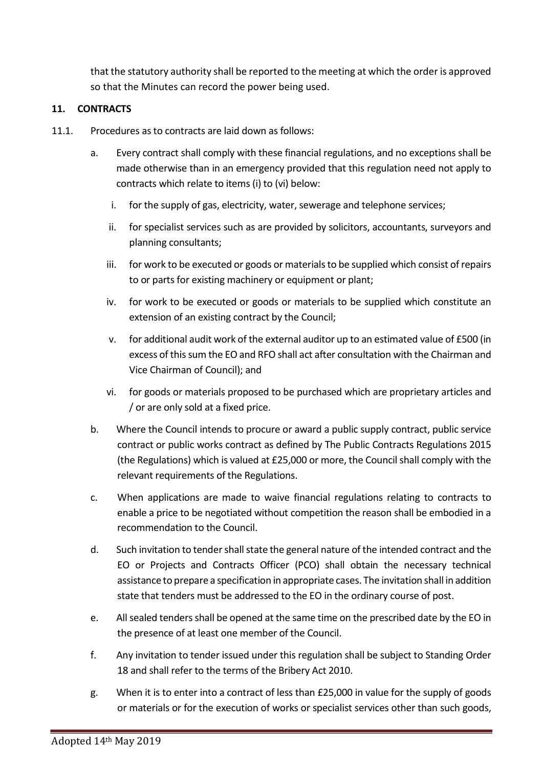that the statutory authority shall be reported to the meeting at which the order is approved so that the Minutes can record the power being used.

## 11. CONTRACTS

11.1. Procedures as to contracts are laid down as follows:

a. Every contract shall comply with these financial regulations, and no exceptions shall be made otherwise than in an emergency provided that this regulation need not apply to contracts which relate to items (i) to (vi) below:

   i. for the supply of gas, electricity, water, sewerage and telephone services;

   ii. for specialist services such as are provided by solicitors, accountants, surveyors and planning consultants;

   iii. for work to be executed or goods or materials to be supplied which consist of repairs to or parts for existing machinery or equipment or plant;

   iv. for work to be executed or goods or materials to be supplied which constitute an extension of an existing contract by the Council;

   v. for additional audit work of the external auditor up to an estimated value of £500 (in excess of this sum the EO and RFO shall act after consultation with the Chairman and Vice Chairman of Council); and

   vi. for goods or materials proposed to be purchased which are proprietary articles and / or are only sold at a fixed price.

b. Where the Council intends to procure or award a public supply contract, public service contract or public works contract as defined by The Public Contracts Regulations 2015 (the Regulations) which is valued at £25,000 or more, the Council shall comply with the relevant requirements of the Regulations.

c. When applications are made to waive financial regulations relating to contracts to enable a price to be negotiated without competition the reason shall be embodied in a recommendation to the Council.

d. Such invitation to tender shall state the general nature of the intended contract and the EO or Projects and Contracts Officer (PCO) shall obtain the necessary technical assistance to prepare a specification in appropriate cases. The invitation shall in addition state that tenders must be addressed to the EO in the ordinary course of post.

e. All sealed tenders shall be opened at the same time on the prescribed date by the EO in the presence of at least one member of the Council.

f. Any invitation to tender issued under this regulation shall be subject to Standing Order 18 and shall refer to the terms of the Bribery Act 2010.

g. When it is to enter into a contract of less than £25,000 in value for the supply of goods or materials or for the execution of works or specialist services other than such goods,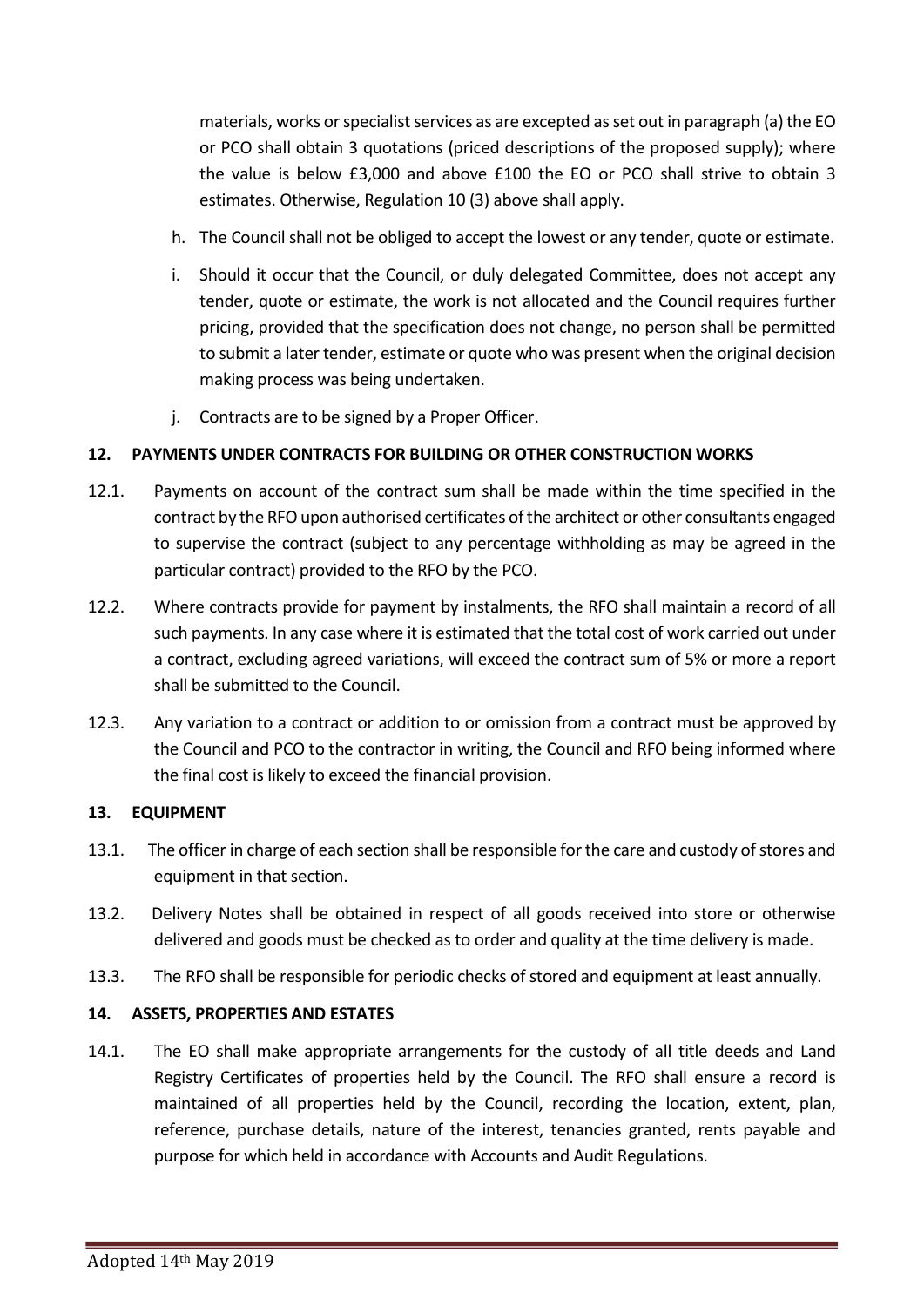materials, works or specialist services as are excepted as set out in paragraph (a) the EO or PCO shall obtain 3 quotations (priced descriptions of the proposed supply); where the value is below £3,000 and above £100 the EO or PCO shall strive to obtain 3 estimates. Otherwise, Regulation 10 (3) above shall apply.

h. The Council shall not be obliged to accept the lowest or any tender, quote or estimate.

i. Should it occur that the Council, or duly delegated Committee, does not accept any tender, quote or estimate, the work is not allocated and the Council requires further pricing, provided that the specification does not change, no person shall be permitted to submit a later tender, estimate or quote who was present when the original decision making process was being undertaken.

j. Contracts are to be signed by a Proper Officer.

**12. PAYMENTS UNDER CONTRACTS FOR BUILDING OR OTHER CONSTRUCTION WORKS**

12.1. Payments on account of the contract sum shall be made within the time specified in the contract by the RFO upon authorised certificates of the architect or other consultants engaged to supervise the contract (subject to any percentage withholding as may be agreed in the particular contract) provided to the RFO by the PCO.

12.2. Where contracts provide for payment by instalments, the RFO shall maintain a record of all such payments. In any case where it is estimated that the total cost of work carried out under a contract, excluding agreed variations, will exceed the contract sum of 5% or more a report shall be submitted to the Council.

12.3. Any variation to a contract or addition to or omission from a contract must be approved by the Council and PCO to the contractor in writing, the Council and RFO being informed where the final cost is likely to exceed the financial provision.

**13. EQUIPMENT**

13.1. The officer in charge of each section shall be responsible for the care and custody of stores and equipment in that section.

13.2. Delivery Notes shall be obtained in respect of all goods received into store or otherwise delivered and goods must be checked as to order and quality at the time delivery is made.

13.3. The RFO shall be responsible for periodic checks of stored and equipment at least annually.

**14. ASSETS, PROPERTIES AND ESTATES**

14.1. The EO shall make appropriate arrangements for the custody of all title deeds and Land Registry Certificates of properties held by the Council. The RFO shall ensure a record is maintained of all properties held by the Council, recording the location, extent, plan, reference, purchase details, nature of the interest, tenancies granted, rents payable and purpose for which held in accordance with Accounts and Audit Regulations.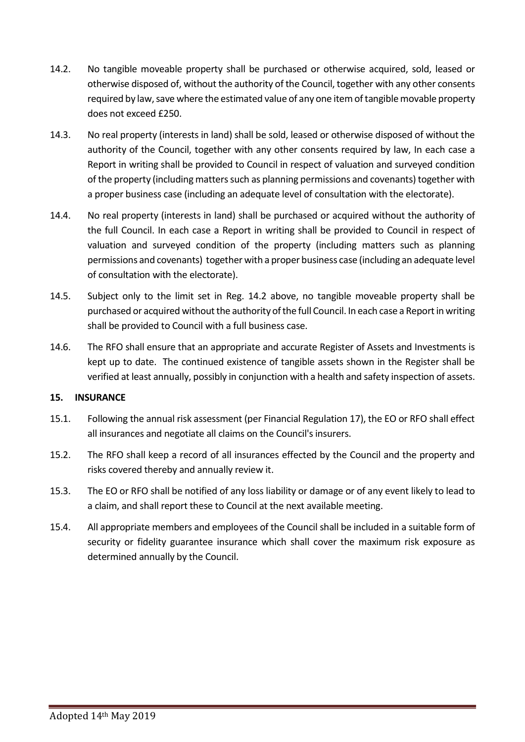14.2. No tangible moveable property shall be purchased or otherwise acquired, sold, leased or otherwise disposed of, without the authority of the Council, together with any other consents required by law, save where the estimated value of any one item of tangible movable property does not exceed £250.

14.3. No real property (interests in land) shall be sold, leased or otherwise disposed of without the authority of the Council, together with any other consents required by law, In each case a Report in writing shall be provided to Council in respect of valuation and surveyed condition of the property (including matters such as planning permissions and covenants) together with a proper business case (including an adequate level of consultation with the electorate).

14.4. No real property (interests in land) shall be purchased or acquired without the authority of the full Council. In each case a Report in writing shall be provided to Council in respect of valuation and surveyed condition of the property (including matters such as planning permissions and covenants) together with a proper business case (including an adequate level of consultation with the electorate).

14.5. Subject only to the limit set in Reg. 14.2 above, no tangible moveable property shall be purchased or acquired without the authority of the full Council. In each case a Report in writing shall be provided to Council with a full business case.

14.6. The RFO shall ensure that an appropriate and accurate Register of Assets and Investments is kept up to date. The continued existence of tangible assets shown in the Register shall be verified at least annually, possibly in conjunction with a health and safety inspection of assets.

## 15. INSURANCE

15.1. Following the annual risk assessment (per Financial Regulation 17), the EO or RFO shall effect all insurances and negotiate all claims on the Council's insurers.

15.2. The RFO shall keep a record of all insurances effected by the Council and the property and risks covered thereby and annually review it.

15.3. The EO or RFO shall be notified of any loss liability or damage or of any event likely to lead to a claim, and shall report these to Council at the next available meeting.

15.4. All appropriate members and employees of the Council shall be included in a suitable form of security or fidelity guarantee insurance which shall cover the maximum risk exposure as determined annually by the Council.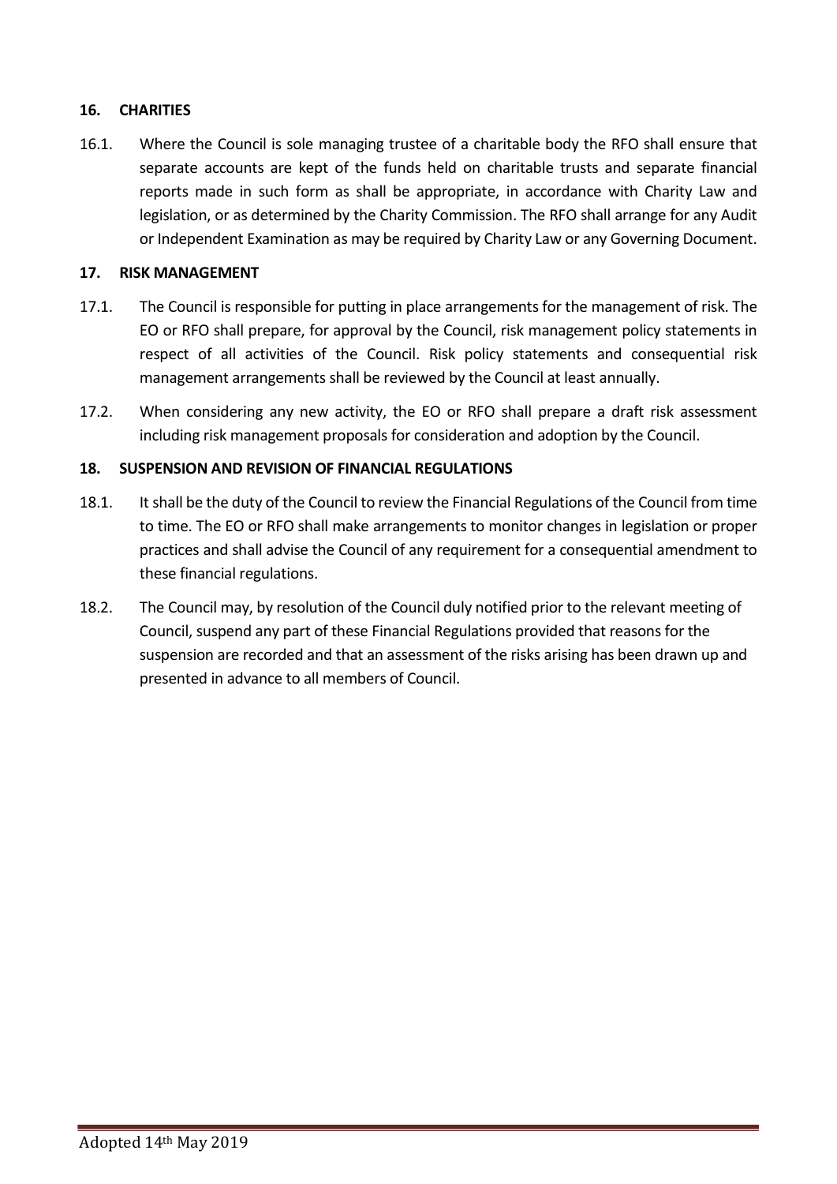## 16. CHARITIES

16.1. Where the Council is sole managing trustee of a charitable body the RFO shall ensure that separate accounts are kept of the funds held on charitable trusts and separate financial reports made in such form as shall be appropriate, in accordance with Charity Law and legislation, or as determined by the Charity Commission. The RFO shall arrange for any Audit or Independent Examination as may be required by Charity Law or any Governing Document.

## 17. RISK MANAGEMENT

17.1. The Council is responsible for putting in place arrangements for the management of risk. The EO or RFO shall prepare, for approval by the Council, risk management policy statements in respect of all activities of the Council. Risk policy statements and consequential risk management arrangements shall be reviewed by the Council at least annually.

17.2. When considering any new activity, the EO or RFO shall prepare a draft risk assessment including risk management proposals for consideration and adoption by the Council.

## 18. SUSPENSION AND REVISION OF FINANCIAL REGULATIONS

18.1. It shall be the duty of the Council to review the Financial Regulations of the Council from time to time. The EO or RFO shall make arrangements to monitor changes in legislation or proper practices and shall advise the Council of any requirement for a consequential amendment to these financial regulations.

18.2. The Council may, by resolution of the Council duly notified prior to the relevant meeting of Council, suspend any part of these Financial Regulations provided that reasons for the suspension are recorded and that an assessment of the risks arising has been drawn up and presented in advance to all members of Council.